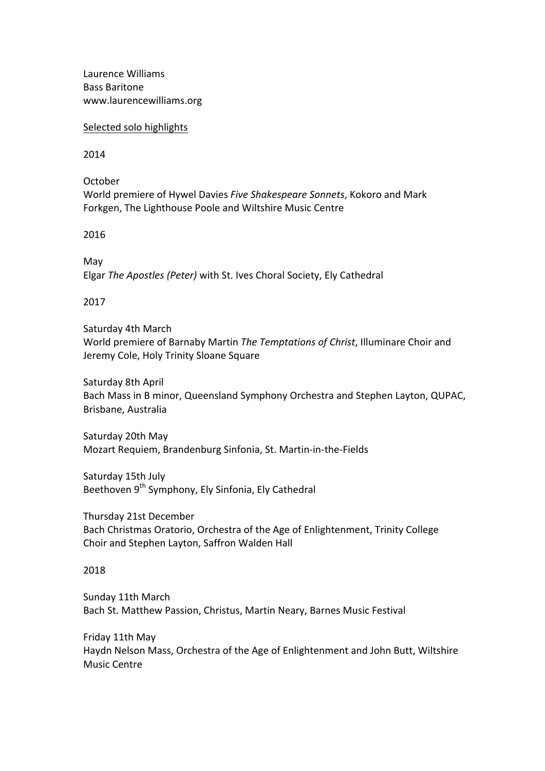Laurence Williams
Bass Baritone
www.laurencewilliams.org

<u>Selected solo highlights</u>

2014

October
World premiere of Hywel Davies *Five Shakespeare Sonnets*, Kokoro and Mark Forkgen, The Lighthouse Poole and Wiltshire Music Centre

2016

May
Elgar *The Apostles (Peter)* with St. Ives Choral Society, Ely Cathedral

2017

Saturday 4th March
World premiere of Barnaby Martin *The Temptations of Christ*, Illuminare Choir and Jeremy Cole, Holy Trinity Sloane Square

Saturday 8th April
Bach Mass in B minor, Queensland Symphony Orchestra and Stephen Layton, QUPAC, Brisbane, Australia

Saturday 20th May
Mozart Requiem, Brandenburg Sinfonia, St. Martin-in-the-Fields

Saturday 15th July
Beethoven 9th Symphony, Ely Sinfonia, Ely Cathedral

Thursday 21st December
Bach Christmas Oratorio, Orchestra of the Age of Enlightenment, Trinity College Choir and Stephen Layton, Saffron Walden Hall

2018

Sunday 11th March
Bach St. Matthew Passion, Christus, Martin Neary, Barnes Music Festival

Friday 11th May
Haydn Nelson Mass, Orchestra of the Age of Enlightenment and John Butt, Wiltshire Music Centre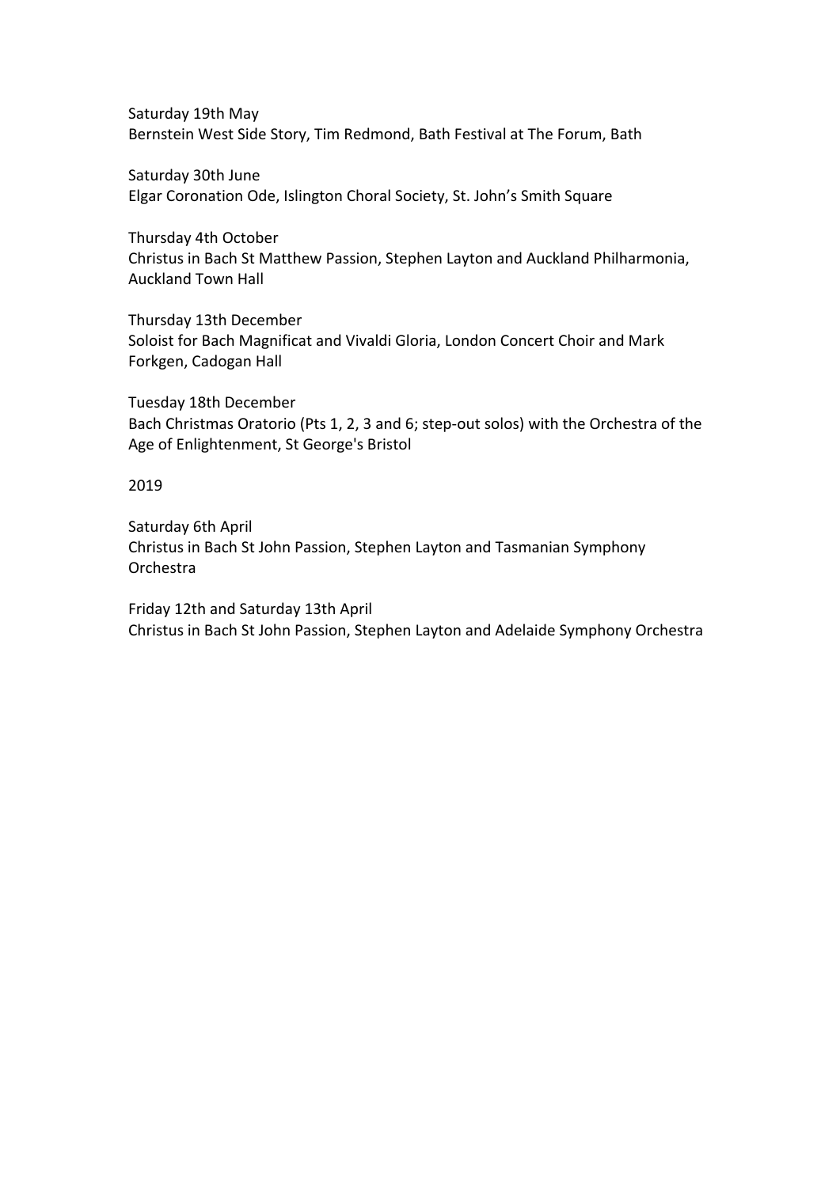Saturday 19th May
Bernstein West Side Story, Tim Redmond, Bath Festival at The Forum, Bath

Saturday 30th June
Elgar Coronation Ode, Islington Choral Society, St. John's Smith Square

Thursday 4th October
Christus in Bach St Matthew Passion, Stephen Layton and Auckland Philharmonia, Auckland Town Hall

Thursday 13th December
Soloist for Bach Magnificat and Vivaldi Gloria, London Concert Choir and Mark Forkgen, Cadogan Hall

Tuesday 18th December
Bach Christmas Oratorio (Pts 1, 2, 3 and 6; step-out solos) with the Orchestra of the Age of Enlightenment, St George's Bristol

2019

Saturday 6th April
Christus in Bach St John Passion, Stephen Layton and Tasmanian Symphony Orchestra

Friday 12th and Saturday 13th April
Christus in Bach St John Passion, Stephen Layton and Adelaide Symphony Orchestra